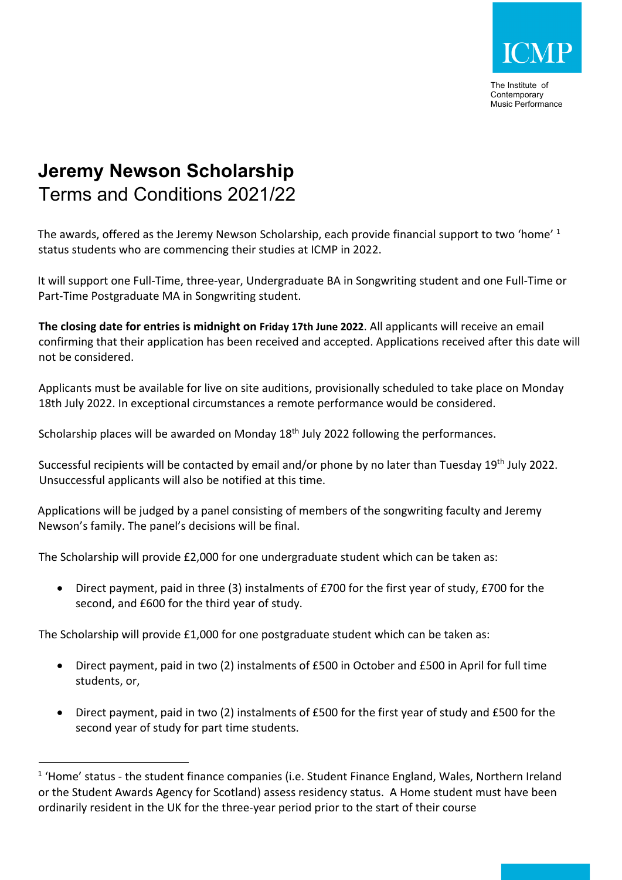ICMP

The Institute of Contemporary Music Performance

# Jeremy Newson Scholarship
## Terms and Conditions 2021/22

The awards, offered as the Jeremy Newson Scholarship, each provide financial support to two 'home' [1] status students who are commencing their studies at ICMP in 2022.

It will support one Full-Time, three-year, Undergraduate BA in Songwriting student and one Full-Time or Part-Time Postgraduate MA in Songwriting student.

**The closing date for entries is midnight on Friday 17th June 2022**. All applicants will receive an email confirming that their application has been received and accepted. Applications received after this date will not be considered.

Applicants must be available for live on site auditions, provisionally scheduled to take place on Monday 18th July 2022. In exceptional circumstances a remote performance would be considered.

Scholarship places will be awarded on Monday 18th July 2022 following the performances.

Successful recipients will be contacted by email and/or phone by no later than Tuesday 19th July 2022. Unsuccessful applicants will also be notified at this time.

Applications will be judged by a panel consisting of members of the songwriting faculty and Jeremy Newson's family. The panel's decisions will be final.

The Scholarship will provide £2,000 for one undergraduate student which can be taken as:

- Direct payment, paid in three (3) instalments of £700 for the first year of study, £700 for the second, and £600 for the third year of study.

The Scholarship will provide £1,000 for one postgraduate student which can be taken as:

- Direct payment, paid in two (2) instalments of £500 in October and £500 in April for full time students, or,
- Direct payment, paid in two (2) instalments of £500 for the first year of study and £500 for the second year of study for part time students.

[1] 'Home' status - the student finance companies (i.e. Student Finance England, Wales, Northern Ireland or the Student Awards Agency for Scotland) assess residency status. A Home student must have been ordinarily resident in the UK for the three-year period prior to the start of their course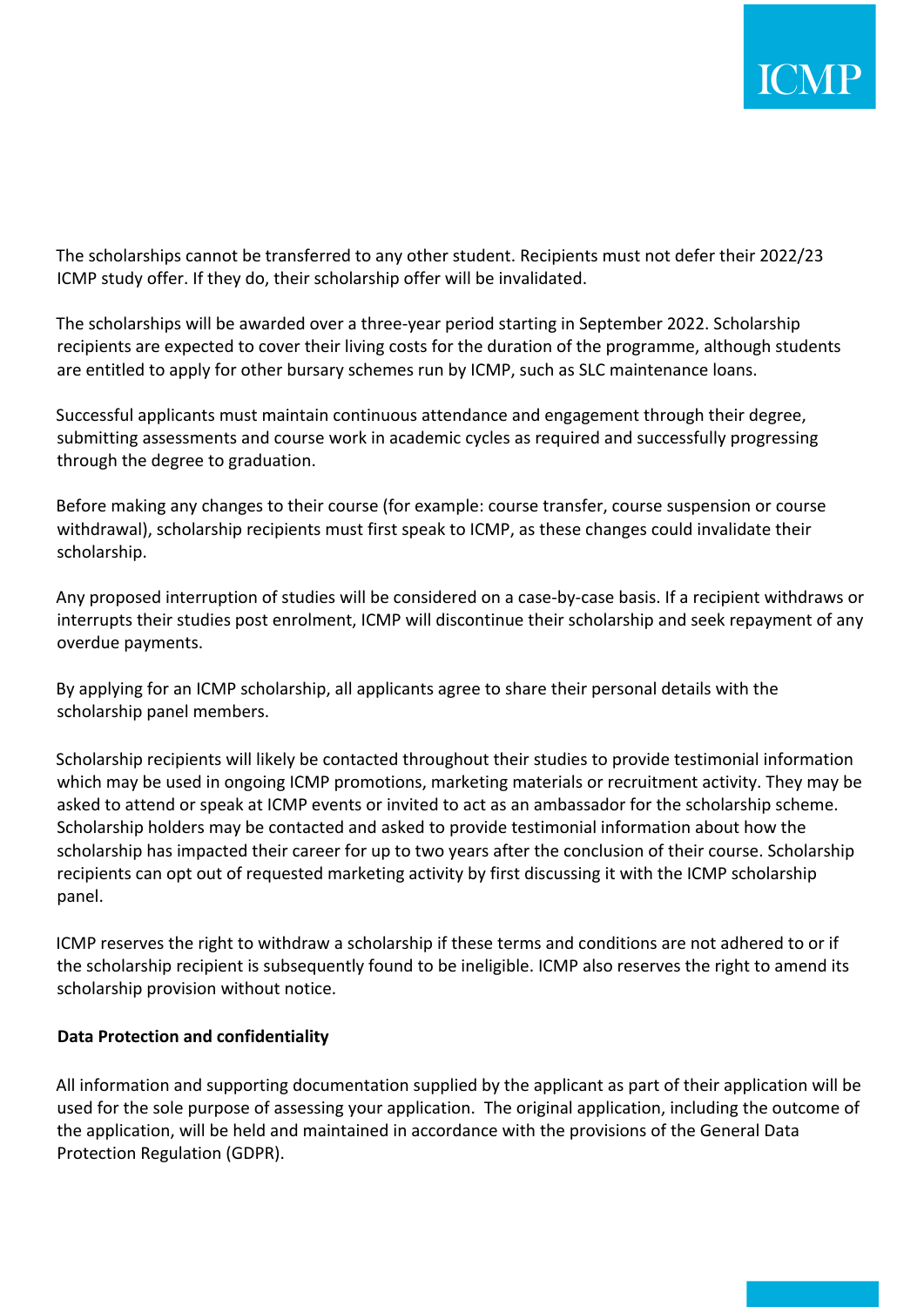The scholarships cannot be transferred to any other student. Recipients must not defer their 2022/23 ICMP study offer. If they do, their scholarship offer will be invalidated.

The scholarships will be awarded over a three-year period starting in September 2022. Scholarship recipients are expected to cover their living costs for the duration of the programme, although students are entitled to apply for other bursary schemes run by ICMP, such as SLC maintenance loans.

Successful applicants must maintain continuous attendance and engagement through their degree, submitting assessments and course work in academic cycles as required and successfully progressing through the degree to graduation.

Before making any changes to their course (for example: course transfer, course suspension or course withdrawal), scholarship recipients must first speak to ICMP, as these changes could invalidate their scholarship.

Any proposed interruption of studies will be considered on a case-by-case basis. If a recipient withdraws or interrupts their studies post enrolment, ICMP will discontinue their scholarship and seek repayment of any overdue payments.

By applying for an ICMP scholarship, all applicants agree to share their personal details with the scholarship panel members.

Scholarship recipients will likely be contacted throughout their studies to provide testimonial information which may be used in ongoing ICMP promotions, marketing materials or recruitment activity. They may be asked to attend or speak at ICMP events or invited to act as an ambassador for the scholarship scheme. Scholarship holders may be contacted and asked to provide testimonial information about how the scholarship has impacted their career for up to two years after the conclusion of their course. Scholarship recipients can opt out of requested marketing activity by first discussing it with the ICMP scholarship panel.

ICMP reserves the right to withdraw a scholarship if these terms and conditions are not adhered to or if the scholarship recipient is subsequently found to be ineligible. ICMP also reserves the right to amend its scholarship provision without notice.

**Data Protection and confidentiality**

All information and supporting documentation supplied by the applicant as part of their application will be used for the sole purpose of assessing your application. The original application, including the outcome of the application, will be held and maintained in accordance with the provisions of the General Data Protection Regulation (GDPR).